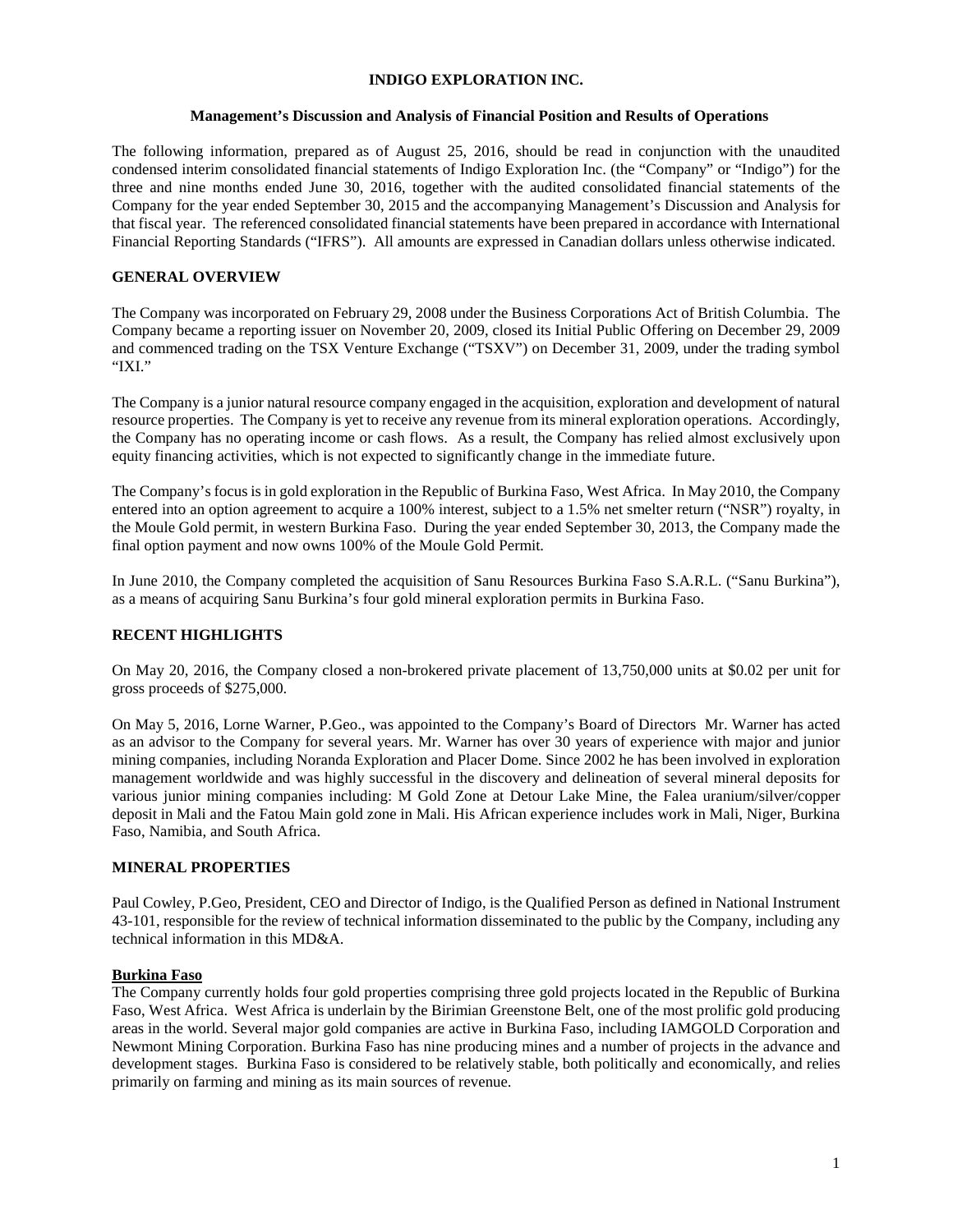# INDIGO EXPLORATION INC.

## Management's Discussion and Analysis of Financial Position and Results of Operations

The following information, prepared as of August 25, 2016, should be read in conjunction with the unaudited condensed interim consolidated financial statements of Indigo Exploration Inc. (the "Company" or "Indigo") for the three and nine months ended June 30, 2016, together with the audited consolidated financial statements of the Company for the year ended September 30, 2015 and the accompanying Management's Discussion and Analysis for that fiscal year. The referenced consolidated financial statements have been prepared in accordance with International Financial Reporting Standards ("IFRS"). All amounts are expressed in Canadian dollars unless otherwise indicated.

### GENERAL OVERVIEW

The Company was incorporated on February 29, 2008 under the Business Corporations Act of British Columbia. The Company became a reporting issuer on November 20, 2009, closed its Initial Public Offering on December 29, 2009 and commenced trading on the TSX Venture Exchange ("TSXV") on December 31, 2009, under the trading symbol "IXI."

The Company is a junior natural resource company engaged in the acquisition, exploration and development of natural resource properties. The Company is yet to receive any revenue from its mineral exploration operations. Accordingly, the Company has no operating income or cash flows. As a result, the Company has relied almost exclusively upon equity financing activities, which is not expected to significantly change in the immediate future.

The Company's focus is in gold exploration in the Republic of Burkina Faso, West Africa. In May 2010, the Company entered into an option agreement to acquire a 100% interest, subject to a 1.5% net smelter return ("NSR") royalty, in the Moule Gold permit, in western Burkina Faso. During the year ended September 30, 2013, the Company made the final option payment and now owns 100% of the Moule Gold Permit.

In June 2010, the Company completed the acquisition of Sanu Resources Burkina Faso S.A.R.L. ("Sanu Burkina"), as a means of acquiring Sanu Burkina's four gold mineral exploration permits in Burkina Faso.

### RECENT HIGHLIGHTS

On May 20, 2016, the Company closed a non-brokered private placement of 13,750,000 units at $0.02 per unit for gross proceeds of $275,000.

On May 5, 2016, Lorne Warner, P.Geo., was appointed to the Company's Board of Directors Mr. Warner has acted as an advisor to the Company for several years. Mr. Warner has over 30 years of experience with major and junior mining companies, including Noranda Exploration and Placer Dome. Since 2002 he has been involved in exploration management worldwide and was highly successful in the discovery and delineation of several mineral deposits for various junior mining companies including: M Gold Zone at Detour Lake Mine, the Falea uranium/silver/copper deposit in Mali and the Fatou Main gold zone in Mali. His African experience includes work in Mali, Niger, Burkina Faso, Namibia, and South Africa.

### MINERAL PROPERTIES

Paul Cowley, P.Geo, President, CEO and Director of Indigo, is the Qualified Person as defined in National Instrument 43-101, responsible for the review of technical information disseminated to the public by the Company, including any technical information in this MD&A.

#### Burkina Faso

The Company currently holds four gold properties comprising three gold projects located in the Republic of Burkina Faso, West Africa. West Africa is underlain by the Birimian Greenstone Belt, one of the most prolific gold producing areas in the world. Several major gold companies are active in Burkina Faso, including IAMGOLD Corporation and Newmont Mining Corporation. Burkina Faso has nine producing mines and a number of projects in the advance and development stages. Burkina Faso is considered to be relatively stable, both politically and economically, and relies primarily on farming and mining as its main sources of revenue.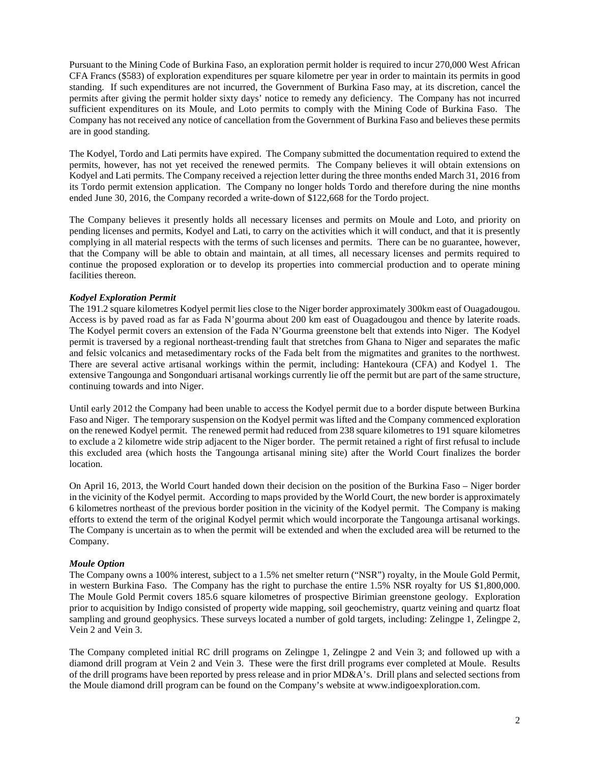Pursuant to the Mining Code of Burkina Faso, an exploration permit holder is required to incur 270,000 West African CFA Francs ($583) of exploration expenditures per square kilometre per year in order to maintain its permits in good standing. If such expenditures are not incurred, the Government of Burkina Faso may, at its discretion, cancel the permits after giving the permit holder sixty days' notice to remedy any deficiency. The Company has not incurred sufficient expenditures on its Moule, and Loto permits to comply with the Mining Code of Burkina Faso. The Company has not received any notice of cancellation from the Government of Burkina Faso and believes these permits are in good standing.

The Kodyel, Tordo and Lati permits have expired. The Company submitted the documentation required to extend the permits, however, has not yet received the renewed permits. The Company believes it will obtain extensions on Kodyel and Lati permits. The Company received a rejection letter during the three months ended March 31, 2016 from its Tordo permit extension application. The Company no longer holds Tordo and therefore during the nine months ended June 30, 2016, the Company recorded a write-down of $122,668 for the Tordo project.

The Company believes it presently holds all necessary licenses and permits on Moule and Loto, and priority on pending licenses and permits, Kodyel and Lati, to carry on the activities which it will conduct, and that it is presently complying in all material respects with the terms of such licenses and permits. There can be no guarantee, however, that the Company will be able to obtain and maintain, at all times, all necessary licenses and permits required to continue the proposed exploration or to develop its properties into commercial production and to operate mining facilities thereon.

***Kodyel Exploration Permit***

The 191.2 square kilometres Kodyel permit lies close to the Niger border approximately 300km east of Ouagadougou. Access is by paved road as far as Fada N'gourma about 200 km east of Ouagadougou and thence by laterite roads. The Kodyel permit covers an extension of the Fada N'Gourma greenstone belt that extends into Niger. The Kodyel permit is traversed by a regional northeast-trending fault that stretches from Ghana to Niger and separates the mafic and felsic volcanics and metasedimentary rocks of the Fada belt from the migmatites and granites to the northwest. There are several active artisanal workings within the permit, including: Hantekoura (CFA) and Kodyel 1. The extensive Tangounga and Songonduari artisanal workings currently lie off the permit but are part of the same structure, continuing towards and into Niger.

Until early 2012 the Company had been unable to access the Kodyel permit due to a border dispute between Burkina Faso and Niger. The temporary suspension on the Kodyel permit was lifted and the Company commenced exploration on the renewed Kodyel permit. The renewed permit had reduced from 238 square kilometres to 191 square kilometres to exclude a 2 kilometre wide strip adjacent to the Niger border. The permit retained a right of first refusal to include this excluded area (which hosts the Tangounga artisanal mining site) after the World Court finalizes the border location.

On April 16, 2013, the World Court handed down their decision on the position of the Burkina Faso – Niger border in the vicinity of the Kodyel permit. According to maps provided by the World Court, the new border is approximately 6 kilometres northeast of the previous border position in the vicinity of the Kodyel permit. The Company is making efforts to extend the term of the original Kodyel permit which would incorporate the Tangounga artisanal workings. The Company is uncertain as to when the permit will be extended and when the excluded area will be returned to the Company.

***Moule Option***

The Company owns a 100% interest, subject to a 1.5% net smelter return ("NSR") royalty, in the Moule Gold Permit, in western Burkina Faso. The Company has the right to purchase the entire 1.5% NSR royalty for US $1,800,000. The Moule Gold Permit covers 185.6 square kilometres of prospective Birimian greenstone geology. Exploration prior to acquisition by Indigo consisted of property wide mapping, soil geochemistry, quartz veining and quartz float sampling and ground geophysics. These surveys located a number of gold targets, including: Zelingpe 1, Zelingpe 2, Vein 2 and Vein 3.

The Company completed initial RC drill programs on Zelingpe 1, Zelingpe 2 and Vein 3; and followed up with a diamond drill program at Vein 2 and Vein 3. These were the first drill programs ever completed at Moule. Results of the drill programs have been reported by press release and in prior MD&A's. Drill plans and selected sections from the Moule diamond drill program can be found on the Company's website at www.indigoexploration.com.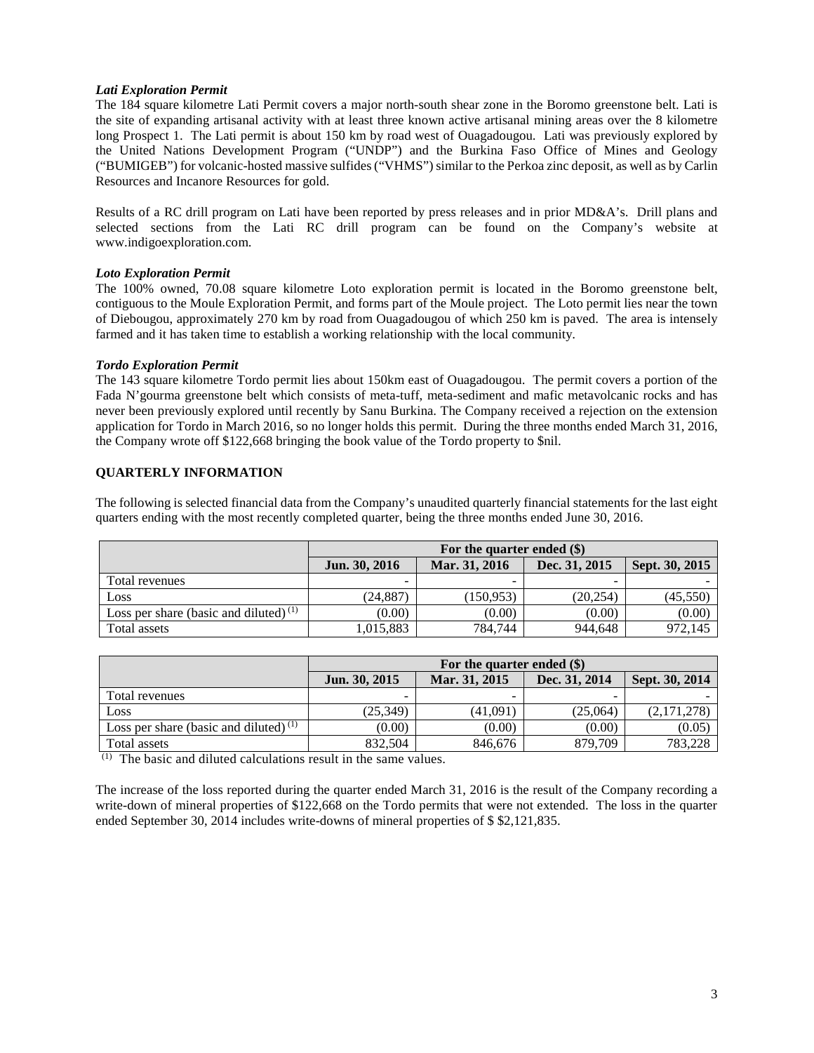### *Lati Exploration Permit*

The 184 square kilometre Lati Permit covers a major north-south shear zone in the Boromo greenstone belt. Lati is the site of expanding artisanal activity with at least three known active artisanal mining areas over the 8 kilometre long Prospect 1. The Lati permit is about 150 km by road west of Ouagadougou. Lati was previously explored by the United Nations Development Program ("UNDP") and the Burkina Faso Office of Mines and Geology ("BUMIGEB") for volcanic-hosted massive sulfides ("VHMS") similar to the Perkoa zinc deposit, as well as by Carlin Resources and Incanore Resources for gold.

Results of a RC drill program on Lati have been reported by press releases and in prior MD&A's. Drill plans and selected sections from the Lati RC drill program can be found on the Company's website at www.indigoexploration.com.

### *Loto Exploration Permit*

The 100% owned, 70.08 square kilometre Loto exploration permit is located in the Boromo greenstone belt, contiguous to the Moule Exploration Permit, and forms part of the Moule project. The Loto permit lies near the town of Diebougou, approximately 270 km by road from Ouagadougou of which 250 km is paved. The area is intensely farmed and it has taken time to establish a working relationship with the local community.

### *Tordo Exploration Permit*

The 143 square kilometre Tordo permit lies about 150km east of Ouagadougou. The permit covers a portion of the Fada N'gourma greenstone belt which consists of meta-tuff, meta-sediment and mafic metavolcanic rocks and has never been previously explored until recently by Sanu Burkina. The Company received a rejection on the extension application for Tordo in March 2016, so no longer holds this permit. During the three months ended March 31, 2016, the Company wrote off $122,668 bringing the book value of the Tordo property to $nil.

## QUARTERLY INFORMATION

The following is selected financial data from the Company's unaudited quarterly financial statements for the last eight quarters ending with the most recently completed quarter, being the three months ended June 30, 2016.

| | For the quarter ended ($) | | | |
|---|---|---|---|---|
| | **Jun. 30, 2016** | **Mar. 31, 2016** | **Dec. 31, 2015** | **Sept. 30, 2015** |
| Total revenues | - | - | - | - |
| Loss | (24,887) | (150,953) | (20,254) | (45,550) |
| Loss per share (basic and diluted) [(1)] | (0.00) | (0.00) | (0.00) | (0.00) |
| Total assets | 1,015,883 | 784,744 | 944,648 | 972,145 |

| | For the quarter ended ($) | | | |
|---|---|---|---|---|
| | **Jun. 30, 2015** | **Mar. 31, 2015** | **Dec. 31, 2014** | **Sept. 30, 2014** |
| Total revenues | - | - | - | - |
| Loss | (25,349) | (41,091) | (25,064) | (2,171,278) |
| Loss per share (basic and diluted) [(1)] | (0.00) | (0.00) | (0.00) | (0.05) |
| Total assets | 832,504 | 846,676 | 879,709 | 783,228 |

[(1)] The basic and diluted calculations result in the same values.

The increase of the loss reported during the quarter ended March 31, 2016 is the result of the Company recording a write-down of mineral properties of $122,668 on the Tordo permits that were not extended. The loss in the quarter ended September 30, 2014 includes write-downs of mineral properties of $ $2,121,835.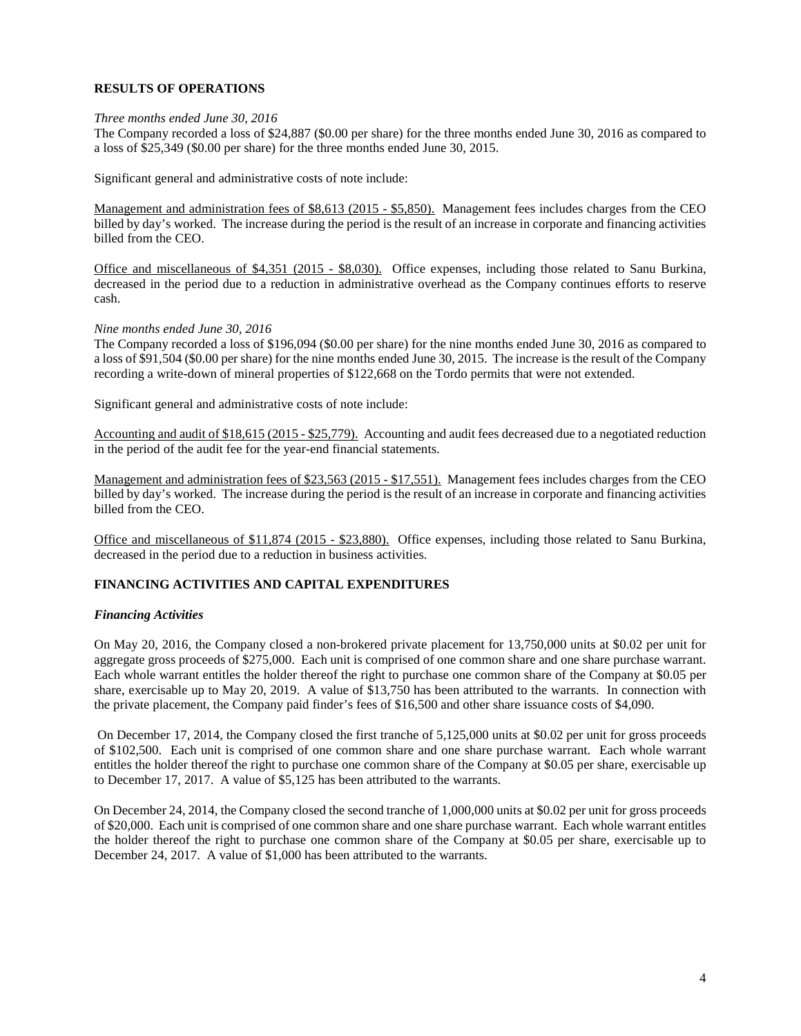## RESULTS OF OPERATIONS

*Three months ended June 30, 2016*

The Company recorded a loss of $24,887 ($0.00 per share) for the three months ended June 30, 2016 as compared to a loss of $25,349 ($0.00 per share) for the three months ended June 30, 2015.

Significant general and administrative costs of note include:

Management and administration fees of $8,613 (2015 - $5,850). Management fees includes charges from the CEO billed by day's worked. The increase during the period is the result of an increase in corporate and financing activities billed from the CEO.

Office and miscellaneous of $4,351 (2015 - $8,030). Office expenses, including those related to Sanu Burkina, decreased in the period due to a reduction in administrative overhead as the Company continues efforts to reserve cash.

*Nine months ended June 30, 2016*

The Company recorded a loss of $196,094 ($0.00 per share) for the nine months ended June 30, 2016 as compared to a loss of $91,504 ($0.00 per share) for the nine months ended June 30, 2015. The increase is the result of the Company recording a write-down of mineral properties of $122,668 on the Tordo permits that were not extended.

Significant general and administrative costs of note include:

Accounting and audit of $18,615 (2015 - $25,779). Accounting and audit fees decreased due to a negotiated reduction in the period of the audit fee for the year-end financial statements.

Management and administration fees of $23,563 (2015 - $17,551). Management fees includes charges from the CEO billed by day's worked. The increase during the period is the result of an increase in corporate and financing activities billed from the CEO.

Office and miscellaneous of $11,874 (2015 - $23,880). Office expenses, including those related to Sanu Burkina, decreased in the period due to a reduction in business activities.

## FINANCING ACTIVITIES AND CAPITAL EXPENDITURES

### *Financing Activities*

On May 20, 2016, the Company closed a non-brokered private placement for 13,750,000 units at $0.02 per unit for aggregate gross proceeds of $275,000. Each unit is comprised of one common share and one share purchase warrant. Each whole warrant entitles the holder thereof the right to purchase one common share of the Company at $0.05 per share, exercisable up to May 20, 2019. A value of $13,750 has been attributed to the warrants. In connection with the private placement, the Company paid finder's fees of $16,500 and other share issuance costs of $4,090.

On December 17, 2014, the Company closed the first tranche of 5,125,000 units at $0.02 per unit for gross proceeds of $102,500. Each unit is comprised of one common share and one share purchase warrant. Each whole warrant entitles the holder thereof the right to purchase one common share of the Company at $0.05 per share, exercisable up to December 17, 2017. A value of $5,125 has been attributed to the warrants.

On December 24, 2014, the Company closed the second tranche of 1,000,000 units at $0.02 per unit for gross proceeds of $20,000. Each unit is comprised of one common share and one share purchase warrant. Each whole warrant entitles the holder thereof the right to purchase one common share of the Company at $0.05 per share, exercisable up to December 24, 2017. A value of $1,000 has been attributed to the warrants.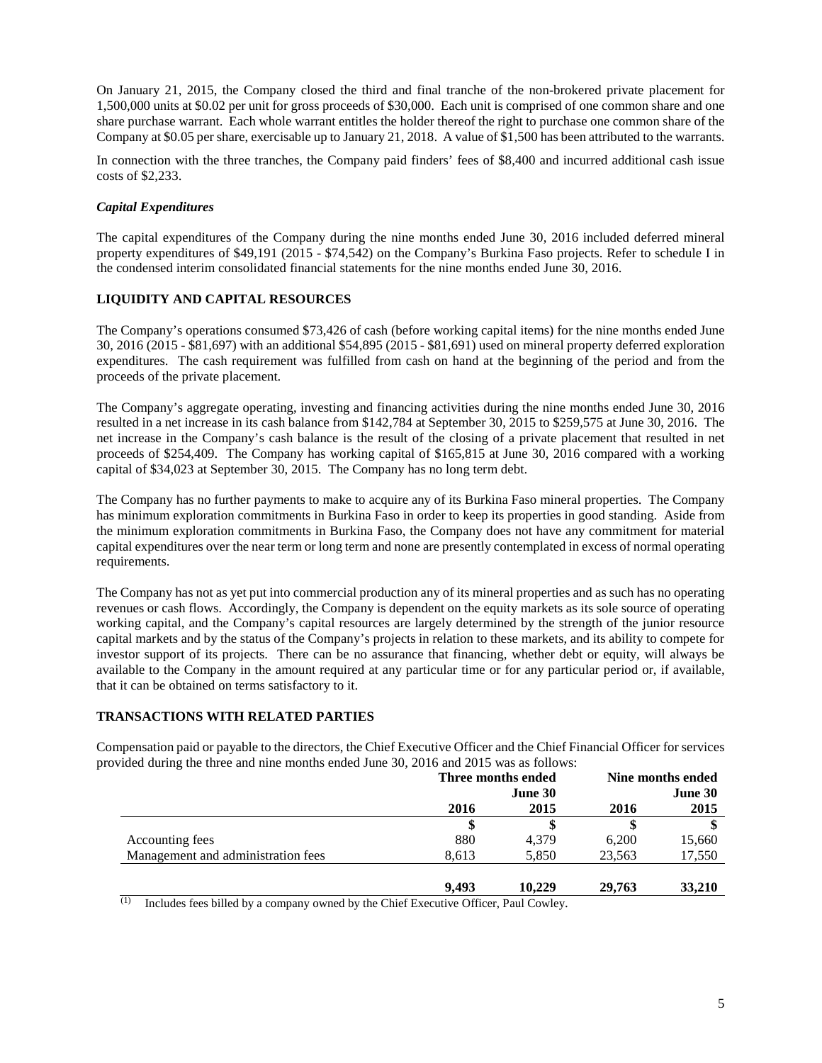On January 21, 2015, the Company closed the third and final tranche of the non-brokered private placement for 1,500,000 units at $0.02 per unit for gross proceeds of $30,000. Each unit is comprised of one common share and one share purchase warrant. Each whole warrant entitles the holder thereof the right to purchase one common share of the Company at $0.05 per share, exercisable up to January 21, 2018. A value of $1,500 has been attributed to the warrants.

In connection with the three tranches, the Company paid finders' fees of $8,400 and incurred additional cash issue costs of $2,233.

### *Capital Expenditures*

The capital expenditures of the Company during the nine months ended June 30, 2016 included deferred mineral property expenditures of $49,191 (2015 - $74,542) on the Company's Burkina Faso projects. Refer to schedule I in the condensed interim consolidated financial statements for the nine months ended June 30, 2016.

## LIQUIDITY AND CAPITAL RESOURCES

The Company's operations consumed $73,426 of cash (before working capital items) for the nine months ended June 30, 2016 (2015 - $81,697) with an additional $54,895 (2015 - $81,691) used on mineral property deferred exploration expenditures. The cash requirement was fulfilled from cash on hand at the beginning of the period and from the proceeds of the private placement.

The Company's aggregate operating, investing and financing activities during the nine months ended June 30, 2016 resulted in a net increase in its cash balance from $142,784 at September 30, 2015 to $259,575 at June 30, 2016. The net increase in the Company's cash balance is the result of the closing of a private placement that resulted in net proceeds of $254,409. The Company has working capital of $165,815 at June 30, 2016 compared with a working capital of $34,023 at September 30, 2015. The Company has no long term debt.

The Company has no further payments to make to acquire any of its Burkina Faso mineral properties. The Company has minimum exploration commitments in Burkina Faso in order to keep its properties in good standing. Aside from the minimum exploration commitments in Burkina Faso, the Company does not have any commitment for material capital expenditures over the near term or long term and none are presently contemplated in excess of normal operating requirements.

The Company has not as yet put into commercial production any of its mineral properties and as such has no operating revenues or cash flows. Accordingly, the Company is dependent on the equity markets as its sole source of operating working capital, and the Company's capital resources are largely determined by the strength of the junior resource capital markets and by the status of the Company's projects in relation to these markets, and its ability to compete for investor support of its projects. There can be no assurance that financing, whether debt or equity, will always be available to the Company in the amount required at any particular time or for any particular period or, if available, that it can be obtained on terms satisfactory to it.

## TRANSACTIONS WITH RELATED PARTIES

Compensation paid or payable to the directors, the Chief Executive Officer and the Chief Financial Officer for services provided during the three and nine months ended June 30, 2016 and 2015 was as follows:

| | Three months ended June 30 | | Nine months ended June 30 | |
|---|---|---|---|---|
| | **2016** | **2015** | **2016** | **2015** |
| | **$** | **$** | **$** | **$** |
| Accounting fees | 880 | 4,379 | 6,200 | 15,660 |
| Management and administration fees | 8,613 | 5,850 | 23,563 | 17,550 |
| | **9,493** | **10,229** | **29,763** | **33,210** |

(1) Includes fees billed by a company owned by the Chief Executive Officer, Paul Cowley.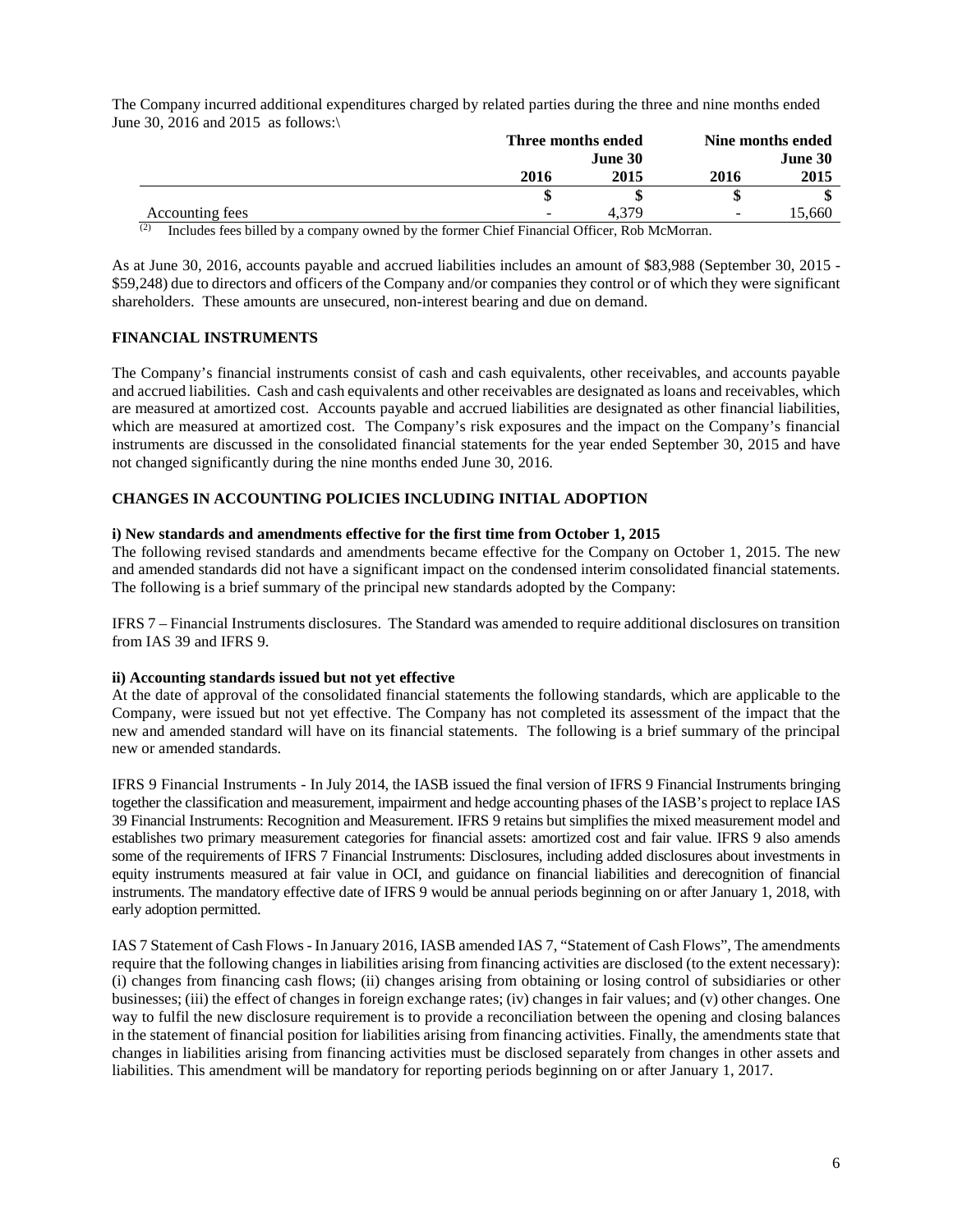The Company incurred additional expenditures charged by related parties during the three and nine months ended June 30, 2016 and 2015 as follows:\

| | Three months ended June 30 | | Nine months ended June 30 | |
|---|---|---|---|---|
| | 2016 | 2015 | 2016 | 2015 |
| | $ | $ | $ | $ |
| Accounting fees | - | 4,379 | - | 15,660 |

(2) Includes fees billed by a company owned by the former Chief Financial Officer, Rob McMorran.

As at June 30, 2016, accounts payable and accrued liabilities includes an amount of $83,988 (September 30, 2015 - $59,248) due to directors and officers of the Company and/or companies they control or of which they were significant shareholders. These amounts are unsecured, non-interest bearing and due on demand.

## FINANCIAL INSTRUMENTS

The Company's financial instruments consist of cash and cash equivalents, other receivables, and accounts payable and accrued liabilities. Cash and cash equivalents and other receivables are designated as loans and receivables, which are measured at amortized cost. Accounts payable and accrued liabilities are designated as other financial liabilities, which are measured at amortized cost. The Company's risk exposures and the impact on the Company's financial instruments are discussed in the consolidated financial statements for the year ended September 30, 2015 and have not changed significantly during the nine months ended June 30, 2016.

## CHANGES IN ACCOUNTING POLICIES INCLUDING INITIAL ADOPTION

### i) New standards and amendments effective for the first time from October 1, 2015

The following revised standards and amendments became effective for the Company on October 1, 2015. The new and amended standards did not have a significant impact on the condensed interim consolidated financial statements. The following is a brief summary of the principal new standards adopted by the Company:

IFRS 7 – Financial Instruments disclosures. The Standard was amended to require additional disclosures on transition from IAS 39 and IFRS 9.

### ii) Accounting standards issued but not yet effective

At the date of approval of the consolidated financial statements the following standards, which are applicable to the Company, were issued but not yet effective. The Company has not completed its assessment of the impact that the new and amended standard will have on its financial statements. The following is a brief summary of the principal new or amended standards.

IFRS 9 Financial Instruments - In July 2014, the IASB issued the final version of IFRS 9 Financial Instruments bringing together the classification and measurement, impairment and hedge accounting phases of the IASB's project to replace IAS 39 Financial Instruments: Recognition and Measurement. IFRS 9 retains but simplifies the mixed measurement model and establishes two primary measurement categories for financial assets: amortized cost and fair value. IFRS 9 also amends some of the requirements of IFRS 7 Financial Instruments: Disclosures, including added disclosures about investments in equity instruments measured at fair value in OCI, and guidance on financial liabilities and derecognition of financial instruments. The mandatory effective date of IFRS 9 would be annual periods beginning on or after January 1, 2018, with early adoption permitted.

IAS 7 Statement of Cash Flows - In January 2016, IASB amended IAS 7, "Statement of Cash Flows", The amendments require that the following changes in liabilities arising from financing activities are disclosed (to the extent necessary): (i) changes from financing cash flows; (ii) changes arising from obtaining or losing control of subsidiaries or other businesses; (iii) the effect of changes in foreign exchange rates; (iv) changes in fair values; and (v) other changes. One way to fulfil the new disclosure requirement is to provide a reconciliation between the opening and closing balances in the statement of financial position for liabilities arising from financing activities. Finally, the amendments state that changes in liabilities arising from financing activities must be disclosed separately from changes in other assets and liabilities. This amendment will be mandatory for reporting periods beginning on or after January 1, 2017.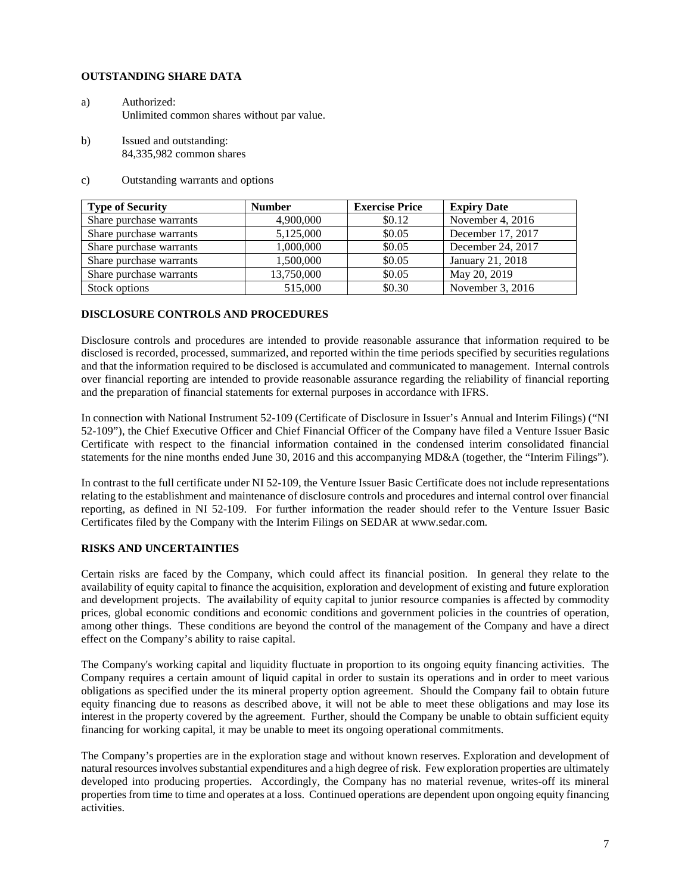## OUTSTANDING SHARE DATA

a) Authorized:
Unlimited common shares without par value.

b) Issued and outstanding:
84,335,982 common shares

c) Outstanding warrants and options

| Type of Security | Number | Exercise Price | Expiry Date |
|---|---|---|---|
| Share purchase warrants | 4,900,000 | \$0.12 | November 4, 2016 |
| Share purchase warrants | 5,125,000 | \$0.05 | December 17, 2017 |
| Share purchase warrants | 1,000,000 | \$0.05 | December 24, 2017 |
| Share purchase warrants | 1,500,000 | \$0.05 | January 21, 2018 |
| Share purchase warrants | 13,750,000 | \$0.05 | May 20, 2019 |
| Stock options | 515,000 | \$0.30 | November 3, 2016 |

## DISCLOSURE CONTROLS AND PROCEDURES

Disclosure controls and procedures are intended to provide reasonable assurance that information required to be disclosed is recorded, processed, summarized, and reported within the time periods specified by securities regulations and that the information required to be disclosed is accumulated and communicated to management. Internal controls over financial reporting are intended to provide reasonable assurance regarding the reliability of financial reporting and the preparation of financial statements for external purposes in accordance with IFRS.

In connection with National Instrument 52-109 (Certificate of Disclosure in Issuer's Annual and Interim Filings) ("NI 52-109"), the Chief Executive Officer and Chief Financial Officer of the Company have filed a Venture Issuer Basic Certificate with respect to the financial information contained in the condensed interim consolidated financial statements for the nine months ended June 30, 2016 and this accompanying MD&A (together, the "Interim Filings").

In contrast to the full certificate under NI 52-109, the Venture Issuer Basic Certificate does not include representations relating to the establishment and maintenance of disclosure controls and procedures and internal control over financial reporting, as defined in NI 52-109. For further information the reader should refer to the Venture Issuer Basic Certificates filed by the Company with the Interim Filings on SEDAR at www.sedar.com.

## RISKS AND UNCERTAINTIES

Certain risks are faced by the Company, which could affect its financial position. In general they relate to the availability of equity capital to finance the acquisition, exploration and development of existing and future exploration and development projects. The availability of equity capital to junior resource companies is affected by commodity prices, global economic conditions and economic conditions and government policies in the countries of operation, among other things. These conditions are beyond the control of the management of the Company and have a direct effect on the Company's ability to raise capital.

The Company's working capital and liquidity fluctuate in proportion to its ongoing equity financing activities. The Company requires a certain amount of liquid capital in order to sustain its operations and in order to meet various obligations as specified under the its mineral property option agreement. Should the Company fail to obtain future equity financing due to reasons as described above, it will not be able to meet these obligations and may lose its interest in the property covered by the agreement. Further, should the Company be unable to obtain sufficient equity financing for working capital, it may be unable to meet its ongoing operational commitments.

The Company's properties are in the exploration stage and without known reserves. Exploration and development of natural resources involves substantial expenditures and a high degree of risk. Few exploration properties are ultimately developed into producing properties. Accordingly, the Company has no material revenue, writes-off its mineral properties from time to time and operates at a loss. Continued operations are dependent upon ongoing equity financing activities.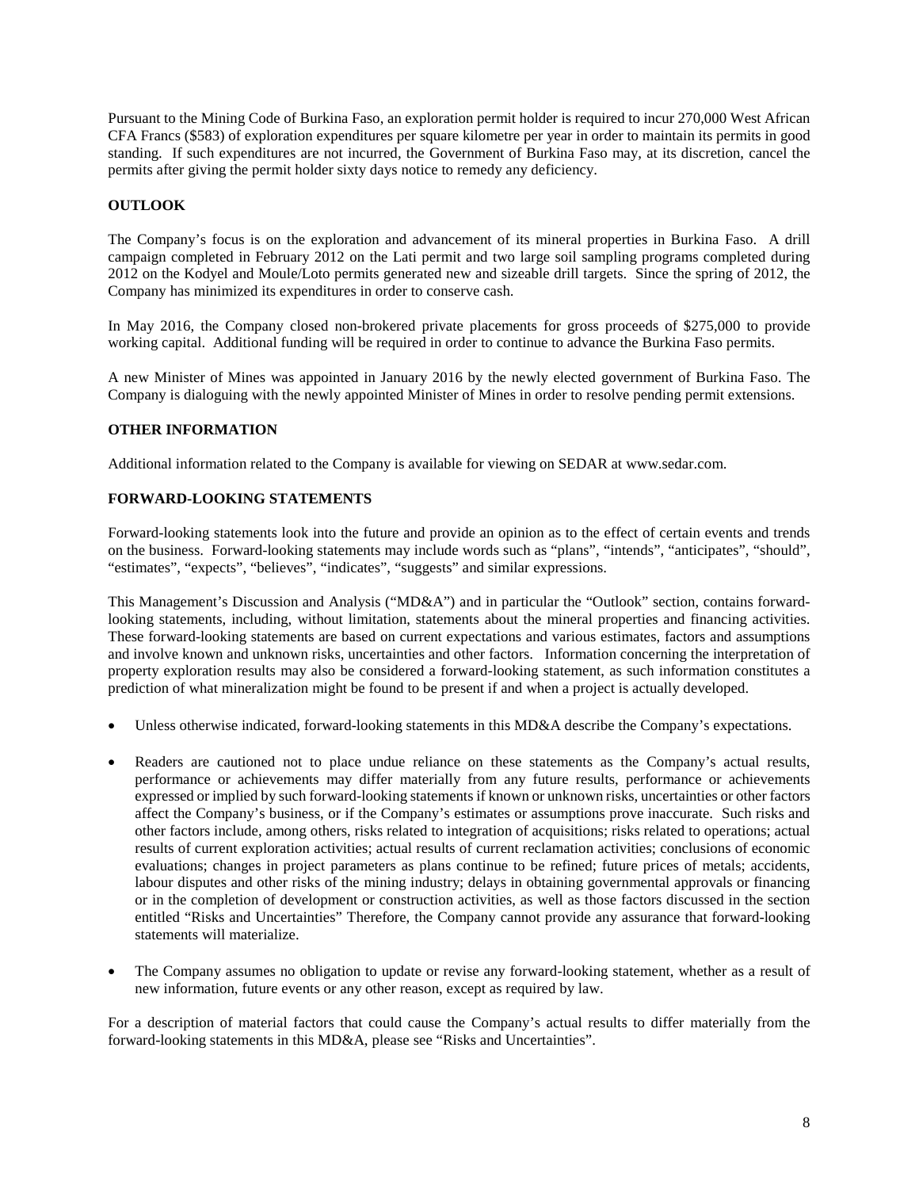Pursuant to the Mining Code of Burkina Faso, an exploration permit holder is required to incur 270,000 West African CFA Francs ($583) of exploration expenditures per square kilometre per year in order to maintain its permits in good standing. If such expenditures are not incurred, the Government of Burkina Faso may, at its discretion, cancel the permits after giving the permit holder sixty days notice to remedy any deficiency.

## OUTLOOK

The Company's focus is on the exploration and advancement of its mineral properties in Burkina Faso. A drill campaign completed in February 2012 on the Lati permit and two large soil sampling programs completed during 2012 on the Kodyel and Moule/Loto permits generated new and sizeable drill targets. Since the spring of 2012, the Company has minimized its expenditures in order to conserve cash.

In May 2016, the Company closed non-brokered private placements for gross proceeds of $275,000 to provide working capital. Additional funding will be required in order to continue to advance the Burkina Faso permits.

A new Minister of Mines was appointed in January 2016 by the newly elected government of Burkina Faso. The Company is dialoguing with the newly appointed Minister of Mines in order to resolve pending permit extensions.

## OTHER INFORMATION

Additional information related to the Company is available for viewing on SEDAR at www.sedar.com.

## FORWARD-LOOKING STATEMENTS

Forward-looking statements look into the future and provide an opinion as to the effect of certain events and trends on the business. Forward-looking statements may include words such as "plans", "intends", "anticipates", "should", "estimates", "expects", "believes", "indicates", "suggests" and similar expressions.

This Management's Discussion and Analysis ("MD&A") and in particular the "Outlook" section, contains forward-looking statements, including, without limitation, statements about the mineral properties and financing activities. These forward-looking statements are based on current expectations and various estimates, factors and assumptions and involve known and unknown risks, uncertainties and other factors. Information concerning the interpretation of property exploration results may also be considered a forward-looking statement, as such information constitutes a prediction of what mineralization might be found to be present if and when a project is actually developed.

- Unless otherwise indicated, forward-looking statements in this MD&A describe the Company's expectations.
- Readers are cautioned not to place undue reliance on these statements as the Company's actual results, performance or achievements may differ materially from any future results, performance or achievements expressed or implied by such forward-looking statements if known or unknown risks, uncertainties or other factors affect the Company's business, or if the Company's estimates or assumptions prove inaccurate. Such risks and other factors include, among others, risks related to integration of acquisitions; risks related to operations; actual results of current exploration activities; actual results of current reclamation activities; conclusions of economic evaluations; changes in project parameters as plans continue to be refined; future prices of metals; accidents, labour disputes and other risks of the mining industry; delays in obtaining governmental approvals or financing or in the completion of development or construction activities, as well as those factors discussed in the section entitled "Risks and Uncertainties" Therefore, the Company cannot provide any assurance that forward-looking statements will materialize.
- The Company assumes no obligation to update or revise any forward-looking statement, whether as a result of new information, future events or any other reason, except as required by law.

For a description of material factors that could cause the Company's actual results to differ materially from the forward-looking statements in this MD&A, please see "Risks and Uncertainties".